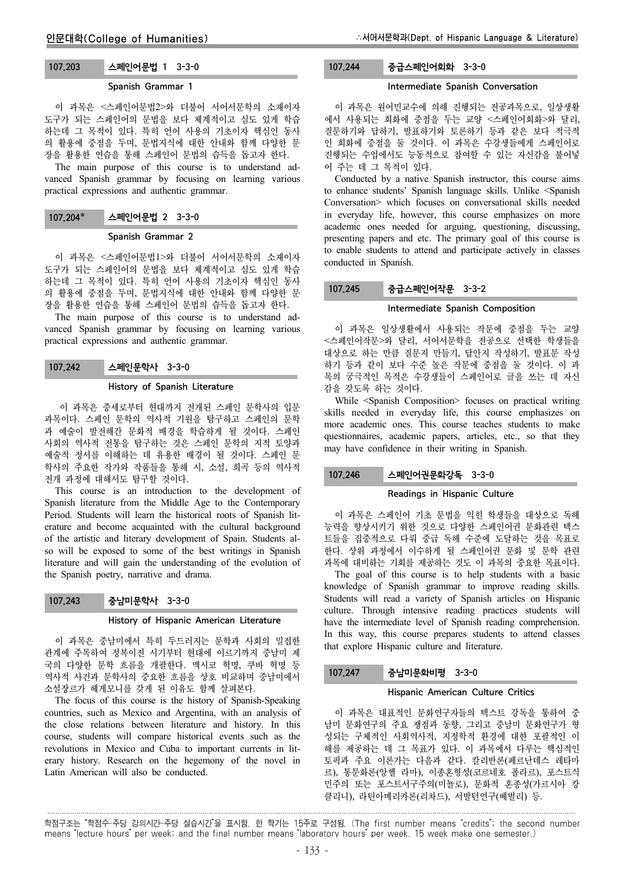### 107.203 스페인어문법 1 3-3-0

#### Spanish Grammar 1

이 과목은 <스페인어문법2>와 더불어 서어서문학의 소재이자 도구가 되는 스페인어의 문법을 보다 체계적이고 심도 있게 학습하는데 그 목적이 있다. 특히 언어 사용의 기초이자 핵심인 동사의 활용에 중점을 두며, 문법지식에 대한 안내와 함께 다양한 문장을 활용한 연습을 통해 스페인어 문법의 습득을 돕고자 한다.

The main purpose of this course is to understand advanced Spanish grammar by focusing on learning various practical expressions and authentic grammar.

### 107.204* 스페인어문법 2 3-3-0

#### Spanish Grammar 2

이 과목은 <스페인어문법1>와 더불어 서어서문학의 소재이자 도구가 되는 스페인어의 문법을 보다 체계적이고 심도 있게 학습하는데 그 목적이 있다. 특히 언어 사용의 기초이자 핵심인 동사의 활용에 중점을 두며, 문법지식에 대한 안내와 함께 다양한 문장을 활용한 연습을 통해 스페인어 문법의 습득을 돕고자 한다.

The main purpose of this course is to understand advanced Spanish grammar by focusing on learning various practical expressions and authentic grammar.

### 107.242 스페인문학사 3-3-0

#### History of Spanish Literature

이 과목은 중세로부터 현대까지 전개된 스페인 문학사의 입문 과목이다. 스페인 문학의 역사적 기원을 탐구하고 스페인의 문학과 예술이 발전해간 문화적 배경을 학습하게 될 것이다. 스페인 사회의 역사적 전통을 탐구하는 것은 스페인 문학의 지적 토양과 예술적 정서를 이해하는 데 유용한 배경이 될 것이다. 스페인 문학사의 주요한 작가와 작품들을 통해 시, 소설, 희곡 등의 역사적 전개 과정에 대해서도 탐구할 것이다.

This course is an introduction to the development of Spanish literature from the Middle Age to the Contemporary Period. Students will learn the historical roots of Spanish literature and become acquainted with the cultural background of the artistic and literary development of Spain. Students also will be exposed to some of the best writings in Spanish literature and will gain the understanding of the evolution of the Spanish poetry, narrative and drama.

### 107.243 중남미문학사 3-3-0

#### History of Hispanic American Literature

이 과목은 중남미에서 특히 두드러지는 문학과 사회의 밀접한 관계에 주목하여 정복이전 시기부터 현대에 이르기까지 중남미 제국의 다양한 문학 흐름을 개괄한다. 멕시코 혁명, 쿠바 혁명 등 역사적 사건과 문학사의 중요한 흐름을 상호 비교하며 중남미에서 소설장르가 헤게모니를 갖게 된 이유도 함께 살펴본다.

The focus of this course is the history of Spanish-Speaking countries, such as Mexico and Argentina, with an analysis of the close relations between literature and history. In this course, students will compare historical events such as the revolutions in Mexico and Cuba to important currents in literary history. Research on the hegemony of the novel in Latin American will also be conducted.

### 107.244 중급스페인어회화 3-3-0

#### Intermediate Spanish Conversation

이 과목은 원어민교수에 의해 진행되는 전공과목으로, 일상생활에서 사용되는 회화에 중점을 두는 교양 <스페인어회화>와 달리, 질문하기와 답하기, 발표하기와 토론하기 등과 같은 보다 적극적인 회화에 중점을 둘 것이다. 이 과목은 수강생들에게 스페인어로 진행되는 수업에서도 능동적으로 참여할 수 있는 자신감을 불어넣어 주는 데 그 목적이 있다.

Conducted by a native Spanish instructor, this course aims to enhance students' Spanish language skills. Unlike <Spanish Conversation> which focuses on conversational skills needed in everyday life, however, this course emphasizes on more academic ones needed for arguing, questioning, discussing, presenting papers and etc. The primary goal of this course is to enable students to attend and participate actively in classes conducted in Spanish.

### 107.245 중급스페인어작문 3-3-2

#### Intermediate Spanish Composition

이 과목은 일상생활에서 사용되는 작문에 중점을 두는 교양 <스페인어작문>와 달리, 서어서문학을 전공으로 선택한 학생들을 대상으로 하는 만큼 질문지 만들기, 답안지 작성하기, 발표문 작성하기 등과 같이 보다 수준 높은 작문에 중점을 둘 것이다. 이 과목의 궁극적인 목적은 수강생들이 스페인어로 글을 쓰는 데 자신감을 갖도록 하는 것이다.

While <Spanish Composition> focuses on practical writing skills needed in everyday life, this course emphasizes on more academic ones. This course teaches students to make questionnaires, academic papers, articles, etc., so that they may have confidence in their writing in Spanish.

### 107.246 스페인어권문화강독 3-3-0

#### Readings in Hispanic Culture

이 과목은 스페인어 기초 문법을 익힌 학생들을 대상으로 독해 능력을 향상시키기 위한 것으로 다양한 스페인어권 문화관련 텍스트들을 집중적으로 다뤄 중급 독해 수준에 도달하는 것을 목표로 한다. 상위 과정에서 이수하게 될 스페인어권 문화 및 문학 관련 과목에 대비하는 기회를 제공하는 것도 이 과목의 중요한 목표이다.

The goal of this course is to help students with a basic knowledge of Spanish grammar to improve reading skills. Students will read a variety of Spanish articles on Hispanic culture. Through intensive reading practices students will have the intermediate level of Spanish reading comprehension. In this way, this course prepares students to attend classes that explore Hispanic culture and literature.

### 107.247 중남미문화비평 3-3-0

#### Hispanic American Culture Critics

이 과목은 대표적인 문화연구자들의 텍스트 강독을 통하여 중남미 문화연구의 주요 쟁점과 동향, 그리고 중남미 문화연구가 형성되는 구체적인 사회역사적, 지정학적 환경에 대한 포괄적인 이해를 제공하는 데 그 목표가 있다. 이 과목에서 다루는 핵심적인 토픽과 주요 이론가는 다음과 같다. 칼리반론(페르난데스 레타마르), 통문화론(앙헬 라마), 이종혼형성(코르네호 폴라르), 포스트식민주의 또는 포스트서구주의(미뇰로), 문화적 혼종성(가르시아 캉클리니), 라틴아메리카론(리차드), 서발턴연구(베벌리) 등.

---

학점구조는 "학점수-주당 강의시간-주당 실습시간"을 표시함. 한 학기는 15주로 구성됨. (The first number means "credits"; the second number means "lecture hours" per week; and the final number means "laboratory hours" per week. 15 week make one semester.)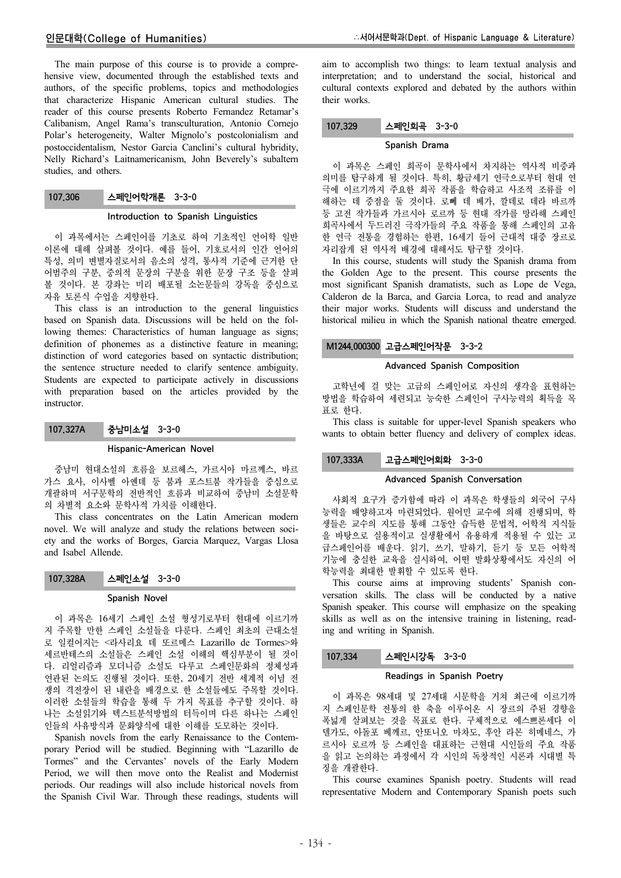The main purpose of this course is to provide a comprehensive view, documented through the established texts and authors, of the specific problems, topics and methodologies that characterize Hispanic American cultural studies. The reader of this course presents Roberto Fernandez Retamar's Calibanism, Angel Rama's transculturation, Antonio Cornejo Polar's heterogeneity, Walter Mignolo's postcolonialism and postoccidentalism, Nestor Garcia Canclini's cultural hybridity, Nelly Richard's Laitnamericanism, John Beverely's subaltern studies, and others.

### 107.306 스페인어학개론 3-3-0

**Introduction to Spanish Linguistics**

이 과목에서는 스페인어를 기초로 하여 기초적인 언어학 일반 이론에 대해 살펴볼 것이다. 예를 들어, 기호로서의 인간 언어의 특성, 의미 변별자질로서의 음소의 성격, 통사적 기준에 근거한 단어범주의 구분, 중의적 문장의 구분을 위한 문장 구조 등을 살펴 볼 것이다. 본 강좌는 미리 배포될 소논문들의 강독을 중심으로 자유 토론식 수업을 지향한다.

This class is an introduction to the general linguistics based on Spanish data. Discussions will be held on the following themes: Characteristics of human language as signs; definition of phonemes as a distinctive feature in meaning; distinction of word categories based on syntactic distribution; the sentence structure needed to clarify sentence ambiguity. Students are expected to participate actively in discussions with preparation based on the articles provided by the instructor.

### 107.327A 중남미소설 3-3-0

**Hispanic-American Novel**

중남미 현대소설의 흐름을 보르헤스, 가르시아 마르께스, 바르가스 요사, 이사벨 아옌데 등 붐과 포스트붐 작가들을 중심으로 개괄하며 서구문학의 전반적인 흐름과 비교하여 중남미 소설문학의 차별적 요소와 문학사적 가치를 이해한다.

This class concentrates on the Latin American modern novel. We will analyze and study the relations between society and the works of Borges, Garcia Marquez, Vargas Llosa and Isabel Allende.

### 107.328A 스페인소설 3-3-0

**Spanish Novel**

이 과목은 16세기 스페인 소설 형성기로부터 현대에 이르기까지 주목할 만한 스페인 소설들을 다룬다. 스페인 최초의 근대소설로 일컬어지는 <라사리요 데 또르메스 Lazarillo de Tormes>와 세르반테스의 소설들은 스페인 소설 이해의 핵심부분이 될 것이다. 리얼리즘과 모더니즘 소설도 다루고 스페인문화의 정체성과 연관된 논의도 진행될 것이다. 또한, 20세기 전반 세계적 이념 전쟁의 격전장이 된 내란을 배경으로 한 소설들에도 주목할 것이다. 이러한 소설들의 학습을 통해 두 가지 목표를 추구할 것이다. 하나는 소설읽기와 텍스트분석방법의 터득이며 다른 하나는 스페인인들의 사유방식과 문화양식에 대한 이해를 도모하는 것이다.

Spanish novels from the early Renaissance to the Contemporary Period will be studied. Beginning with "Lazarillo de Tormes" and the Cervantes' novels of the Early Modern Period, we will then move onto the Realist and Modernist periods. Our readings will also include historical novels from the Spanish Civil War. Through these readings, students will aim to accomplish two things: to learn textual analysis and interpretation; and to understand the social, historical and cultural contexts explored and debated by the authors within their works.

### 107.329 스페인희곡 3-3-0

**Spanish Drama**

이 과목은 스페인 희곡이 문학사에서 차지하는 역사적 비중과 의미를 탐구하게 될 것이다. 특히, 황금세기 연극으로부터 현대 연극에 이르기까지 주요한 희곡 작품을 학습하고 사조적 조류를 이해하는 데 중점을 둘 것이다. 로뻬 데 베가, 깔데로 데라 바르까 등 고전 작가들과 가르시아 로르까 등 현대 작가를 망라해 스페인 희곡사에서 두드러진 극작가들의 주요 작품을 통해 스페인의 고유한 연극 전통을 경험하는 한편, 16세기 들어 근대적 대중 장르로 자리잡게 된 역사적 배경에 대해서도 탐구할 것이다.

In this course, students will study the Spanish drama from the Golden Age to the present. This course presents the most significant Spanish dramatists, such as Lope de Vega, Calderon de la Barca, and Garcia Lorca, to read and analyze their major works. Students will discuss and understand the historical milieu in which the Spanish national theatre emerged.

### M1244.000300 고급스페인어작문 3-3-2

**Advanced Spanish Composition**

고학년에 걸 맞는 고급의 스페인어로 자신의 생각을 표현하는 방법을 학습하여 세련되고 능숙한 스페인어 구사능력의 획득을 목표로 한다.

This class is suitable for upper-level Spanish speakers who wants to obtain better fluency and delivery of complex ideas.

### 107.333A 고급스페인어회화 3-3-0

**Advanced Spanish Conversation**

사회적 요구가 증가함에 따라 이 과목은 학생들의 외국어 구사능력을 배양하고자 마련되었다. 원어민 교수에 의해 진행되며, 학생들은 교수의 지도를 통해 그동안 습득한 문법적, 어학적 지식들을 바탕으로 실용적이고 실생활에서 유용하게 적용될 수 있는 고급스페인어를 배운다. 읽기, 쓰기, 말하기, 듣기 등 모든 어학적 기능에 충실한 교육을 실시하여, 어떤 발화상황에서도 자신의 어학능력을 최대한 발휘할 수 있도록 한다.

This course aims at improving students' Spanish conversation skills. The class will be conducted by a native Spanish speaker. This course will emphasize on the speaking skills as well as on the intensive training in listening, reading and writing in Spanish.

### 107.334 스페인시강독 3-3-0

**Readings in Spanish Poetry**

이 과목은 98세대 및 27세대 시문학을 거쳐 최근에 이르기까지 스페인문학 전통의 한 축을 이루어온 시 장르의 주된 경향을 폭넓게 살펴보는 것을 목표로 한다. 구체적으로 에스쁘론세다 이델가도, 아돌포 베께르, 안또니오 마차도, 후안 라몬 히메네스, 가르시아 로르까 등 스페인을 대표하는 근현대 시인들의 주요 작품을 읽고 논의하는 과정에서 각 시인의 독창적인 시론과 시대별 특징을 개괄한다.

This course examines Spanish poetry. Students will read representative Modern and Contemporary Spanish poets such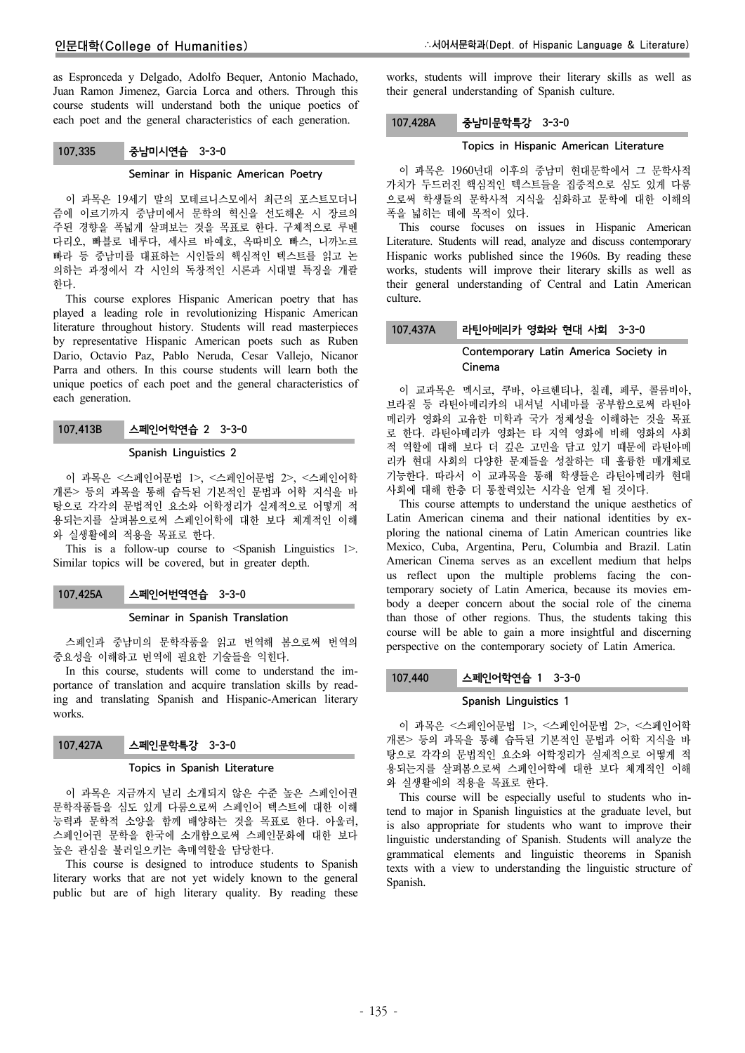as Espronceda y Delgado, Adolfo Bequer, Antonio Machado, Juan Ramon Jimenez, Garcia Lorca and others. Through this course students will understand both the unique poetics of each poet and the general characteristics of each generation.

### 107.335 중남미시연습 3-3-0

#### Seminar in Hispanic American Poetry

이 과목은 19세기 말의 모데르니스모에서 최근의 포스트모더니즘에 이르기까지 중남미에서 문학의 혁신을 선도해온 시 장르의 주된 경향을 폭넓게 살펴보는 것을 목표로 한다. 구체적으로 루벤 다리오, 빠블로 네루다, 세사르 바예호, 옥따비오 빠스, 니까노르 빠라 등 중남미를 대표하는 시인들의 핵심적인 텍스트를 읽고 논의하는 과정에서 각 시인의 독창적인 시론과 시대별 특징을 개괄한다.

This course explores Hispanic American poetry that has played a leading role in revolutionizing Hispanic American literature throughout history. Students will read masterpieces by representative Hispanic American poets such as Ruben Dario, Octavio Paz, Pablo Neruda, Cesar Vallejo, Nicanor Parra and others. In this course students will learn both the unique poetics of each poet and the general characteristics of each generation.

### 107.413B 스페인어학연습 2 3-3-0

#### Spanish Linguistics 2

이 과목은 <스페인어문법 1>, <스페인어문법 2>, <스페인어학개론> 등의 과목을 통해 습득된 기본적인 문법과 어학 지식을 바탕으로 각각의 문법적인 요소와 어학정리가 실제적으로 어떻게 적용되는지를 살펴봄으로써 스페인어학에 대한 보다 체계적인 이해와 실생활에의 적용을 목표로 한다.

This is a follow-up course to <Spanish Linguistics 1>. Similar topics will be covered, but in greater depth.

### 107.425A 스페인어번역연습 3-3-0

#### Seminar in Spanish Translation

스페인과 중남미의 문학작품을 읽고 번역해 봄으로써 번역의 중요성을 이해하고 번역에 필요한 기술들을 익힌다.

In this course, students will come to understand the importance of translation and acquire translation skills by reading and translating Spanish and Hispanic-American literary works.

### 107.427A 스페인문학특강 3-3-0

#### Topics in Spanish Literature

이 과목은 지금까지 널리 소개되지 않은 수준 높은 스페인어권 문학작품들을 심도 있게 다룸으로써 스페인어 텍스트에 대한 이해능력과 문학적 소양을 함께 배양하는 것을 목표로 한다. 아울러, 스페인어권 문학을 한국에 소개함으로써 스페인문화에 대한 보다 높은 관심을 불러일으키는 촉매역할을 담당한다.

This course is designed to introduce students to Spanish literary works that are not yet widely known to the general public but are of high literary quality. By reading these works, students will improve their literary skills as well as their general understanding of Spanish culture.

### 107.428A 중남미문학특강 3-3-0

#### Topics in Hispanic American Literature

이 과목은 1960년대 이후의 중남미 현대문학에서 그 문학사적 가치가 두드러진 핵심적인 텍스트들을 집중적으로 심도 있게 다룸으로써 학생들의 문학사적 지식을 심화하고 문학에 대한 이해의 폭을 넓히는 데에 목적이 있다.

This course focuses on issues in Hispanic American Literature. Students will read, analyze and discuss contemporary Hispanic works published since the 1960s. By reading these works, students will improve their literary skills as well as their general understanding of Central and Latin American culture.

### 107.437A 라틴아메리카 영화와 현대 사회 3-3-0

#### Contemporary Latin America Society in Cinema

이 교과목은 멕시코, 쿠바, 아르헨티나, 칠레, 페루, 콜롬비아, 브라질 등 라틴아메리카의 내셔널 시네마를 공부함으로써 라틴아메리카 영화의 고유한 미학과 국가 정체성을 이해하는 것을 목표로 한다. 라틴아메리카 영화는 타 지역 영화에 비해 영화의 사회적 역할에 대해 보다 더 깊은 고민을 담고 있기 때문에 라틴아메리카 현대 사회의 다양한 문제들을 성찰하는 데 훌륭한 매개체로 기능한다. 따라서 이 교과목을 통해 학생들은 라틴아메리카 현대 사회에 대해 한층 더 통찰력있는 시각을 얻게 될 것이다.

This course attempts to understand the unique aesthetics of Latin American cinema and their national identities by exploring the national cinema of Latin American countries like Mexico, Cuba, Argentina, Peru, Columbia and Brazil. Latin American Cinema serves as an excellent medium that helps us reflect upon the multiple problems facing the contemporary society of Latin America, because its movies embody a deeper concern about the social role of the cinema than those of other regions. Thus, the students taking this course will be able to gain a more insightful and discerning perspective on the contemporary society of Latin America.

### 107.440 스페인어학연습 1 3-3-0

#### Spanish Linguistics 1

이 과목은 <스페인어문법 1>, <스페인어문법 2>, <스페인어학개론> 등의 과목을 통해 습득된 기본적인 문법과 어학 지식을 바탕으로 각각의 문법적인 요소와 어학정리가 실제적으로 어떻게 적용되는지를 살펴봄으로써 스페인어학에 대한 보다 체계적인 이해와 실생활에의 적용을 목표로 한다.

This course will be especially useful to students who intend to major in Spanish linguistics at the graduate level, but is also appropriate for students who want to improve their linguistic understanding of Spanish. Students will analyze the grammatical elements and linguistic theorems in Spanish texts with a view to understanding the linguistic structure of Spanish.